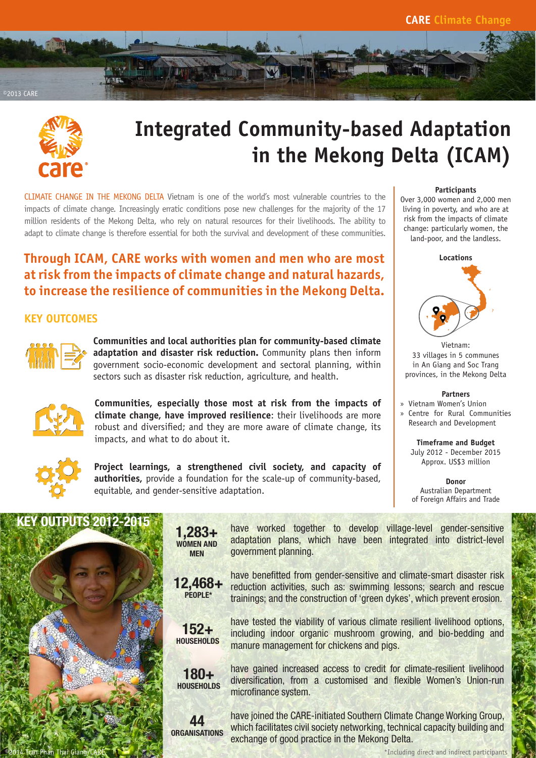CARE Climate Change

©2013 CARE

# Integrated Community-based Adaptation in the Mekong Delta (ICAM)

CLIMATE CHANGE IN THE MEKONG DELTA Vietnam is one of the world's most vulnerable countries to the impacts of climate change. Increasingly erratic conditions pose new challenges for the majority of the 17 million residents of the Mekong Delta, who rely on natural resources for their livelihoods. The ability to adapt to climate change is therefore essential for both the survival and development of these communities.

**Through ICAM, CARE works with women and men who are most at risk from the impacts of climate change and natural hazards, to increase the resilience of communities in the Mekong Delta.**

## KEY OUTCOMES

**Communities and local authorities plan for community-based climate adaptation and disaster risk reduction.** Community plans then inform government socio-economic development and sectoral planning, within sectors such as disaster risk reduction, agriculture, and health.

**Communities, especially those most at risk from the impacts of climate change, have improved resilience**: their livelihoods are more robust and diversified; and they are more aware of climate change, its impacts, and what to do about it.

**Project learnings, a strengthened civil society, and capacity of authorities,** provide a foundation for the scale-up of community-based, equitable, and gender-sensitive adaptation.

**Participants**
Over 3,000 women and 2,000 men living in poverty, and who are at risk from the impacts of climate change: particularly women, the land-poor, and the landless.

**Locations**
Vietnam:
33 villages in 5 communes in An Giang and Soc Trang provinces, in the Mekong Delta

**Partners**
- Vietnam Women's Union
- Centre for Rural Communities Research and Development

**Timeframe and Budget**
July 2012 - December 2015
Approx. US$3 million

**Donor**
Australian Department of Foreign Affairs and Trade

## KEY OUTPUTS 2012-2015

**1,283+ WOMEN AND MEN** have worked together to develop village-level gender-sensitive adaptation plans, which have been integrated into district-level government planning.

**12,468+ PEOPLE*** have benefitted from gender-sensitive and climate-smart disaster risk reduction activities, such as: swimming lessons; search and rescue trainings; and the construction of 'green dykes', which prevent erosion.

**152+ HOUSEHOLDS** have tested the viability of various climate resilient livelihood options, including indoor organic mushroom growing, and bio-bedding and manure management for chickens and pigs.

**180+ HOUSEHOLDS** have gained increased access to credit for climate-resilient livelihood diversification, from a customised and flexible Women's Union-run microfinance system.

**44 ORGANISATIONS** have joined the CARE-initiated Southern Climate Change Working Group, which facilitates civil society networking, technical capacity building and exchange of good practice in the Mekong Delta.

©2014 Tran Phan Thai Giang/CARE

*Including direct and indirect participants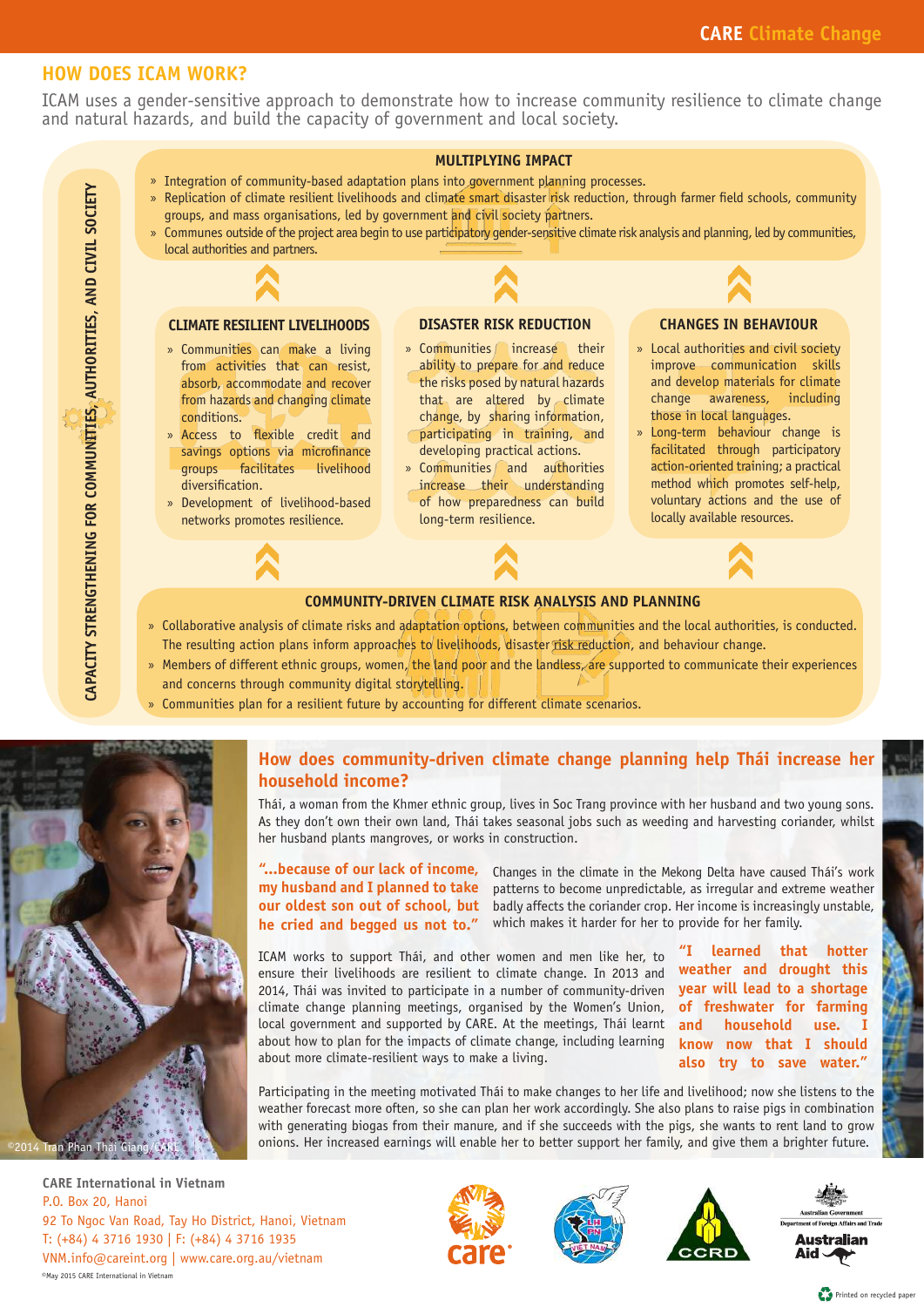## HOW DOES ICAM WORK?

ICAM uses a gender-sensitive approach to demonstrate how to increase community resilience to climate change and natural hazards, and build the capacity of government and local society.

**CAPACITY STRENGTHENING FOR COMMUNITIES, AUTHORITIES, AND CIVIL SOCIETY**

### MULTIPLYING IMPACT

- Integration of community-based adaptation plans into government planning processes.
- Replication of climate resilient livelihoods and climate smart disaster risk reduction, through farmer field schools, community groups, and mass organisations, led by government and civil society partners.
- Communes outside of the project area begin to use participatory gender-sensitive climate risk analysis and planning, led by communities, local authorities and partners.

### CLIMATE RESILIENT LIVELIHOODS

- Communities can make a living from activities that can resist, absorb, accommodate and recover from hazards and changing climate conditions.
- Access to flexible credit and savings options via microfinance groups facilitates livelihood diversification.
- Development of livelihood-based networks promotes resilience.

### DISASTER RISK REDUCTION

- Communities increase their ability to prepare for and reduce the risks posed by natural hazards that are altered by climate change, by sharing information, participating in training, and developing practical actions.
- Communities and authorities increase their understanding of how preparedness can build long-term resilience.

### CHANGES IN BEHAVIOUR

- Local authorities and civil society improve communication skills and develop materials for climate change awareness, including those in local languages.
- Long-term behaviour change is facilitated through participatory action-oriented training; a practical method which promotes self-help, voluntary actions and the use of locally available resources.

### COMMUNITY-DRIVEN CLIMATE RISK ANALYSIS AND PLANNING

- Collaborative analysis of climate risks and adaptation options, between communities and the local authorities, is conducted. The resulting action plans inform approaches to livelihoods, disaster risk reduction, and behaviour change.
- Members of different ethnic groups, women, the land poor and the landless, are supported to communicate their experiences and concerns through community digital storytelling.
- Communities plan for a resilient future by accounting for different climate scenarios.

©2014 Tran Phan Thai Giang/CARE

## How does community-driven climate change planning help Thái increase her household income?

Thái, a woman from the Khmer ethnic group, lives in Soc Trang province with her husband and two young sons. As they don't own their own land, Thái takes seasonal jobs such as weeding and harvesting coriander, whilst her husband plants mangroves, or works in construction.

**"...because of our lack of income, my husband and I planned to take our oldest son out of school, but he cried and begged us not to."**

Changes in the climate in the Mekong Delta have caused Thái's work patterns to become unpredictable, as irregular and extreme weather badly affects the coriander crop. Her income is increasingly unstable, which makes it harder for her to provide for her family.

ICAM works to support Thái, and other women and men like her, to ensure their livelihoods are resilient to climate change. In 2013 and 2014, Thái was invited to participate in a number of community-driven climate change planning meetings, organised by the Women's Union, local government and supported by CARE. At the meetings, Thái learnt about how to plan for the impacts of climate change, including learning about more climate-resilient ways to make a living.

**"I learned that hotter weather and drought this year will lead to a shortage of freshwater for farming and household use. I know now that I should also try to save water."**

Participating in the meeting motivated Thái to make changes to her life and livelihood; now she listens to the weather forecast more often, so she can plan her work accordingly. She also plans to raise pigs in combination with generating biogas from their manure, and if she succeeds with the pigs, she wants to rent land to grow onions. Her increased earnings will enable her to better support her family, and give them a brighter future.

**CARE International in Vietnam**
P.O. Box 20, Hanoi
92 To Ngoc Van Road, Tay Ho District, Hanoi, Vietnam
T: (+84) 4 3716 1930 | F: (+84) 4 3716 1935
VNM.info@careint.org | www.care.org.au/vietnam

©May 2015 CARE International in Vietnam

care | CCRD | Australian Government Department of Foreign Affairs and Trade | Australian Aid

Printed on recycled paper